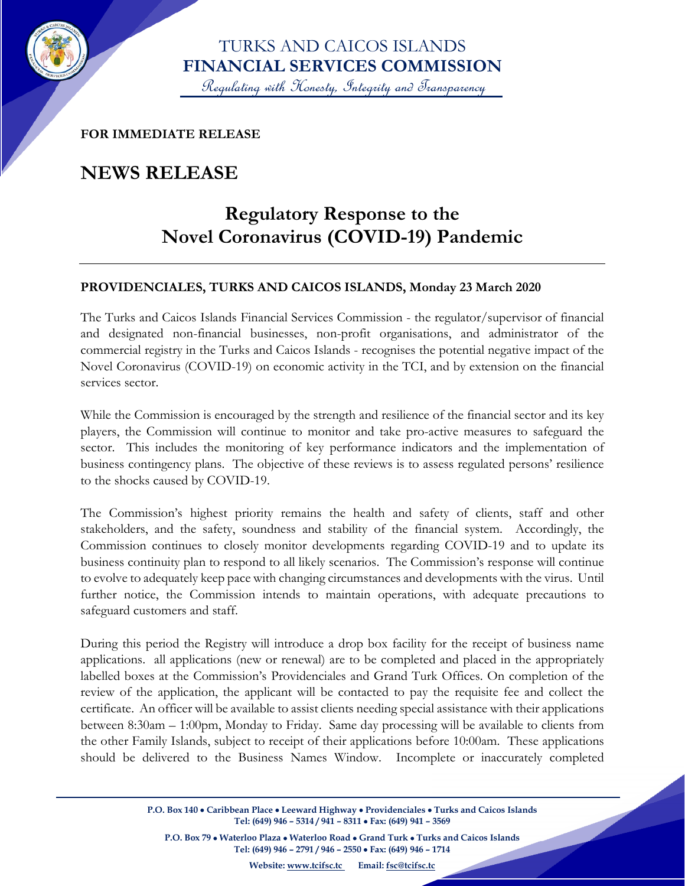TURKS AND CAICOS ISLANDS

**FINANCIAL SERVICES COMMISSION**

*Regulating with Honesty, Integrity and Transparency*

**FOR IMMEDIATE RELEASE**

# NEWS RELEASE

## Regulatory Response to the Novel Coronavirus (COVID-19) Pandemic

**PROVIDENCIALES, TURKS AND CAICOS ISLANDS, Monday 23 March 2020**

The Turks and Caicos Islands Financial Services Commission - the regulator/supervisor of financial and designated non-financial businesses, non-profit organisations, and administrator of the commercial registry in the Turks and Caicos Islands - recognises the potential negative impact of the Novel Coronavirus (COVID-19) on economic activity in the TCI, and by extension on the financial services sector.

While the Commission is encouraged by the strength and resilience of the financial sector and its key players, the Commission will continue to monitor and take pro-active measures to safeguard the sector. This includes the monitoring of key performance indicators and the implementation of business contingency plans. The objective of these reviews is to assess regulated persons' resilience to the shocks caused by COVID-19.

The Commission's highest priority remains the health and safety of clients, staff and other stakeholders, and the safety, soundness and stability of the financial system. Accordingly, the Commission continues to closely monitor developments regarding COVID-19 and to update its business continuity plan to respond to all likely scenarios. The Commission's response will continue to evolve to adequately keep pace with changing circumstances and developments with the virus. Until further notice, the Commission intends to maintain operations, with adequate precautions to safeguard customers and staff.

During this period the Registry will introduce a drop box facility for the receipt of business name applications. all applications (new or renewal) are to be completed and placed in the appropriately labelled boxes at the Commission's Providenciales and Grand Turk Offices. On completion of the review of the application, the applicant will be contacted to pay the requisite fee and collect the certificate. An officer will be available to assist clients needing special assistance with their applications between 8:30am – 1:00pm, Monday to Friday. Same day processing will be available to clients from the other Family Islands, subject to receipt of their applications before 10:00am. These applications should be delivered to the Business Names Window. Incomplete or inaccurately completed

**P.O. Box 140 • Caribbean Place • Leeward Highway • Providenciales • Turks and Caicos Islands**
**Tel: (649) 946 – 5314 / 941 – 8311 • Fax: (649) 941 – 3569**

**P.O. Box 79 • Waterloo Plaza • Waterloo Road • Grand Turk • Turks and Caicos Islands**
**Tel: (649) 946 – 2791 / 946 – 2550 • Fax: (649) 946 – 1714**

**Website: www.tcifsc.tc Email: fsc@tcifsc.tc**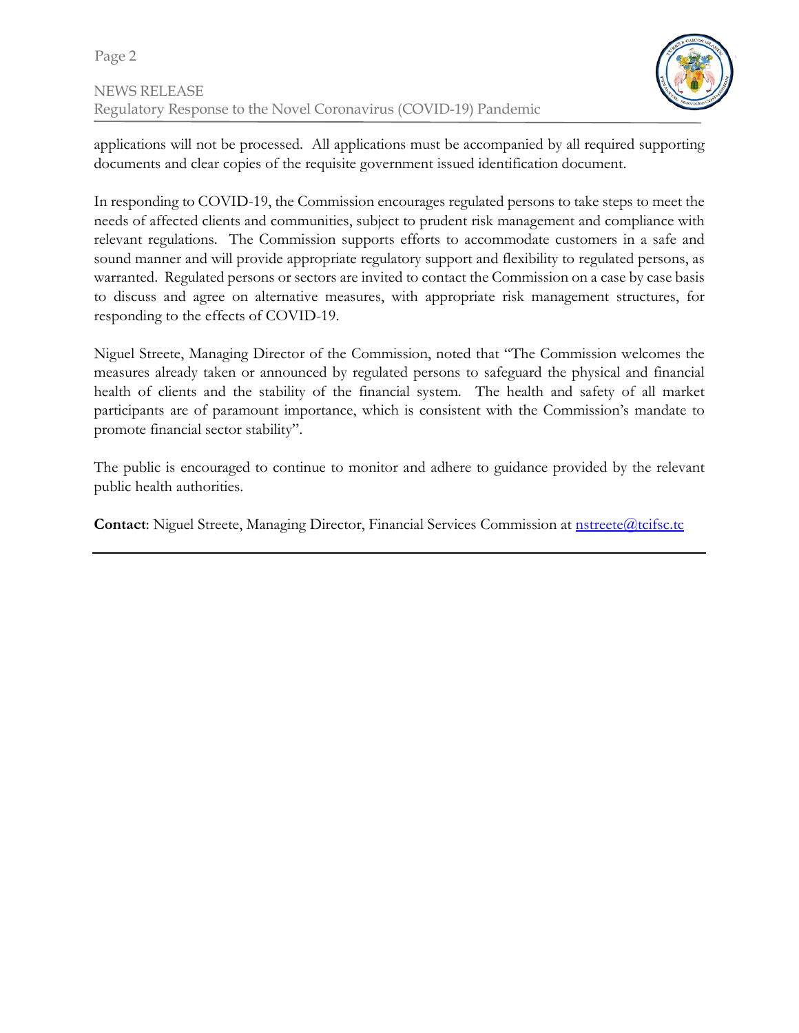applications will not be processed. All applications must be accompanied by all required supporting documents and clear copies of the requisite government issued identification document.

In responding to COVID-19, the Commission encourages regulated persons to take steps to meet the needs of affected clients and communities, subject to prudent risk management and compliance with relevant regulations. The Commission supports efforts to accommodate customers in a safe and sound manner and will provide appropriate regulatory support and flexibility to regulated persons, as warranted. Regulated persons or sectors are invited to contact the Commission on a case by case basis to discuss and agree on alternative measures, with appropriate risk management structures, for responding to the effects of COVID-19.

Niguel Streete, Managing Director of the Commission, noted that "The Commission welcomes the measures already taken or announced by regulated persons to safeguard the physical and financial health of clients and the stability of the financial system. The health and safety of all market participants are of paramount importance, which is consistent with the Commission's mandate to promote financial sector stability".

The public is encouraged to continue to monitor and adhere to guidance provided by the relevant public health authorities.

**Contact**: Niguel Streete, Managing Director, Financial Services Commission at nstreete@tcifsc.tc